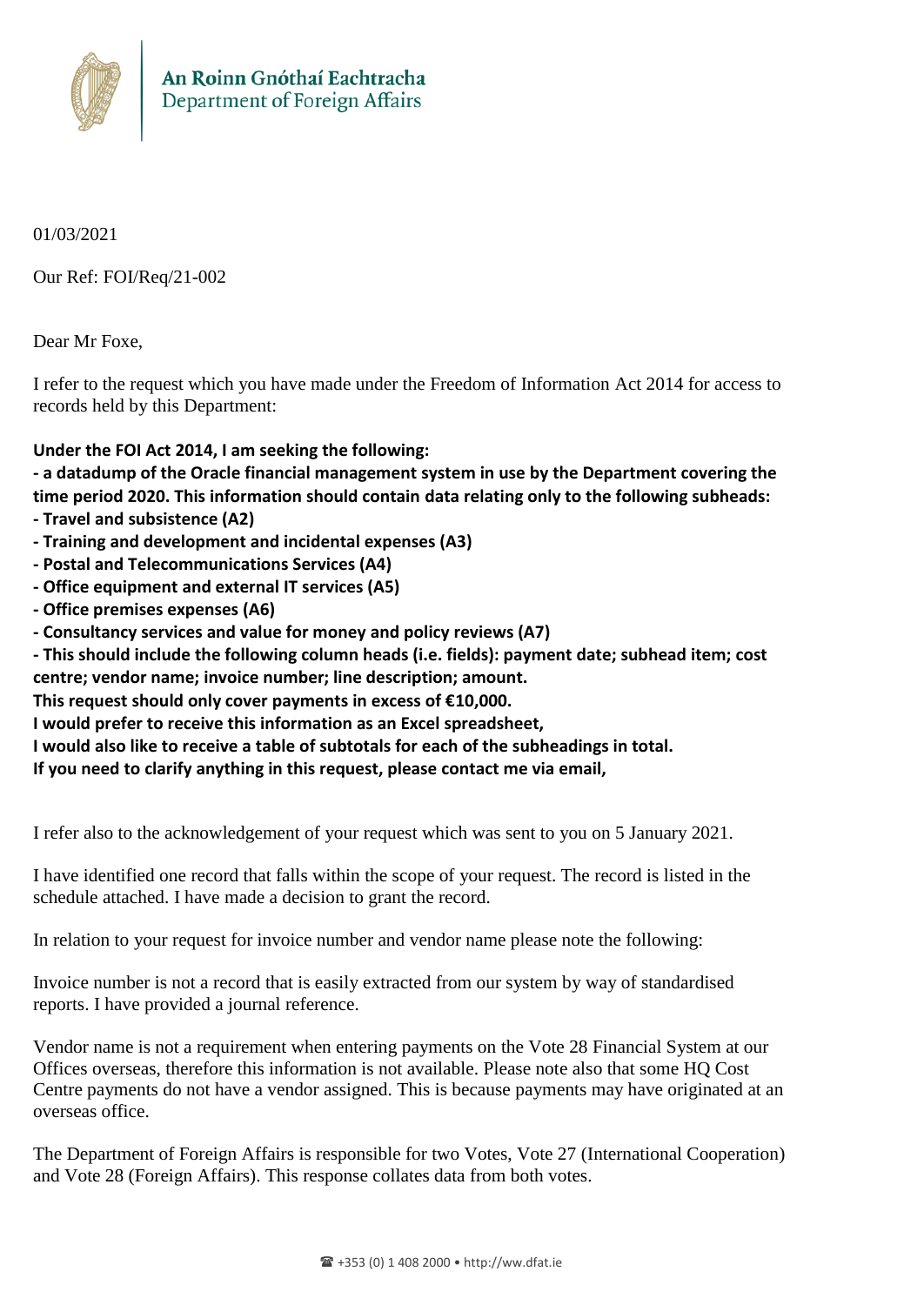An Roinn Gnóthaí Eachtracha
Department of Foreign Affairs

01/03/2021

Our Ref: FOI/Req/21-002

Dear Mr Foxe,

I refer to the request which you have made under the Freedom of Information Act 2014 for access to records held by this Department:

**Under the FOI Act 2014, I am seeking the following:**
**- a datadump of the Oracle financial management system in use by the Department covering the time period 2020. This information should contain data relating only to the following subheads:**
**- Travel and subsistence (A2)**
**- Training and development and incidental expenses (A3)**
**- Postal and Telecommunications Services (A4)**
**- Office equipment and external IT services (A5)**
**- Office premises expenses (A6)**
**- Consultancy services and value for money and policy reviews (A7)**
**- This should include the following column heads (i.e. fields): payment date; subhead item; cost centre; vendor name; invoice number; line description; amount.**
**This request should only cover payments in excess of €10,000.**
**I would prefer to receive this information as an Excel spreadsheet,**
**I would also like to receive a table of subtotals for each of the subheadings in total.**
**If you need to clarify anything in this request, please contact me via email,**

I refer also to the acknowledgement of your request which was sent to you on 5 January 2021.

I have identified one record that falls within the scope of your request. The record is listed in the schedule attached. I have made a decision to grant the record.

In relation to your request for invoice number and vendor name please note the following:

Invoice number is not a record that is easily extracted from our system by way of standardised reports. I have provided a journal reference.

Vendor name is not a requirement when entering payments on the Vote 28 Financial System at our Offices overseas, therefore this information is not available. Please note also that some HQ Cost Centre payments do not have a vendor assigned. This is because payments may have originated at an overseas office.

The Department of Foreign Affairs is responsible for two Votes, Vote 27 (International Cooperation) and Vote 28 (Foreign Affairs). This response collates data from both votes.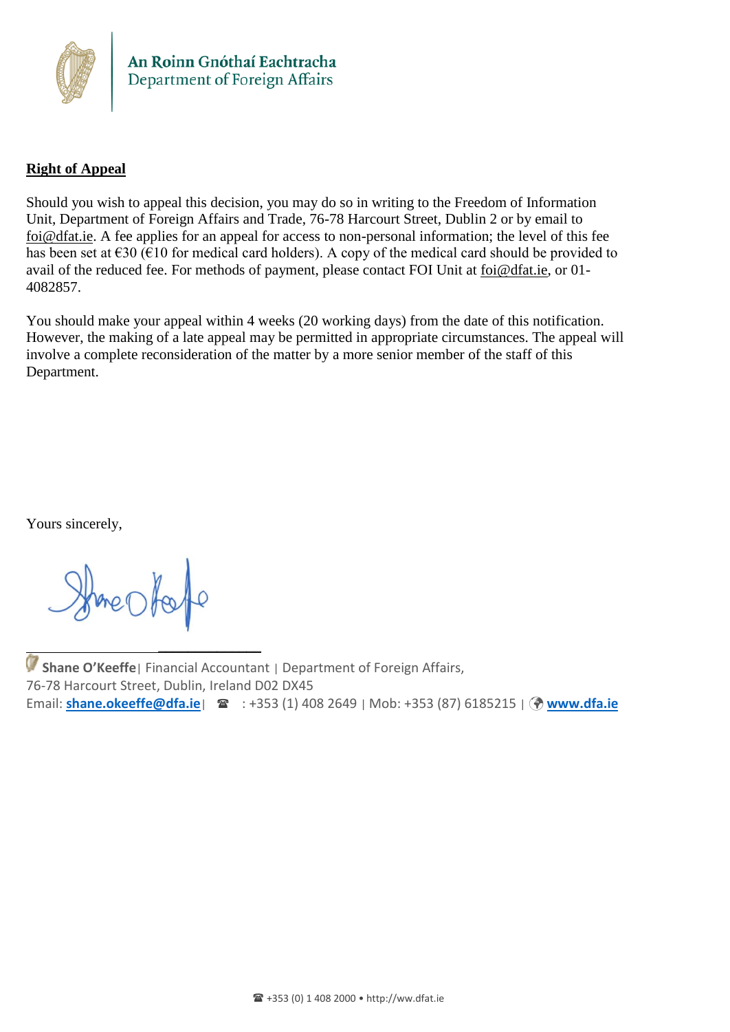An Roinn Gnóthaí Eachtracha
Department of Foreign Affairs

**Right of Appeal**

Should you wish to appeal this decision, you may do so in writing to the Freedom of Information Unit, Department of Foreign Affairs and Trade, 76-78 Harcourt Street, Dublin 2 or by email to foi@dfat.ie. A fee applies for an appeal for access to non-personal information; the level of this fee has been set at €30 (€10 for medical card holders). A copy of the medical card should be provided to avail of the reduced fee. For methods of payment, please contact FOI Unit at foi@dfat.ie, or 01-4082857.

You should make your appeal within 4 weeks (20 working days) from the date of this notification. However, the making of a late appeal may be permitted in appropriate circumstances. The appeal will involve a complete reconsideration of the matter by a more senior member of the staff of this Department.

Yours sincerely,

**Shane O'Keeffe** | Financial Accountant | Department of Foreign Affairs,
76-78 Harcourt Street, Dublin, Ireland D02 DX45
Email: **shane.okeeffe@dfa.ie** | ☎ : +353 (1) 408 2649 | Mob: +353 (87) 6185215 | **www.dfa.ie**

☎ +353 (0) 1 408 2000 • http://ww.dfat.ie